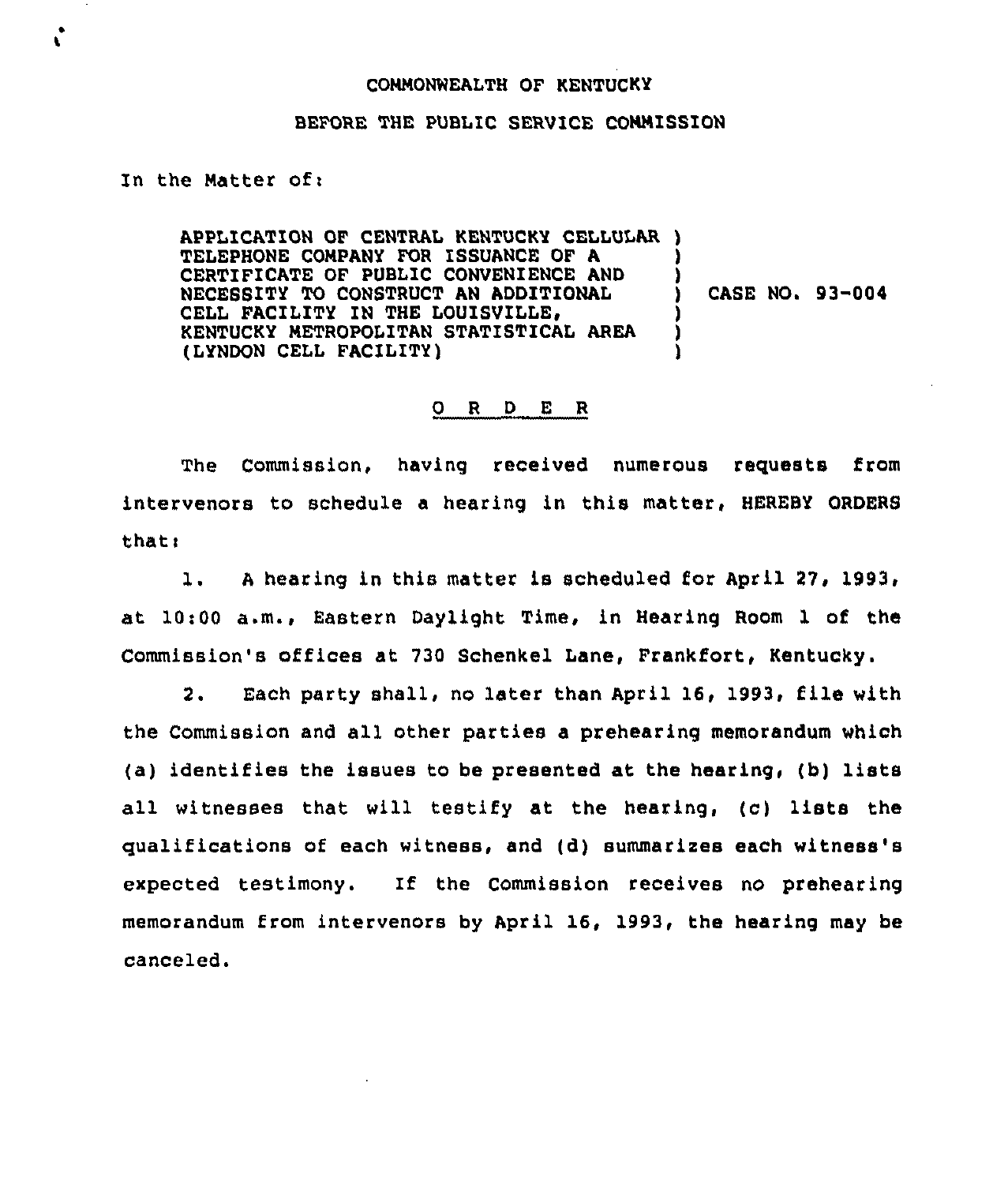COMMONWEALTH OF KENTUCKY

BEFORE THE PUBLIC SERVICE COMMISSION

In the Matter of:

| | |
|---|---|
| APPLICATION OF CENTRAL KENTUCKY CELLULAR TELEPHONE COMPANY FOR ISSUANCE OF A CERTIFICATE OF PUBLIC CONVENIENCE AND NECESSITY TO CONSTRUCT AN ADDITIONAL CELL FACILITY IN THE LOUISVILLE, KENTUCKY METROPOLITAN STATISTICAL AREA (LYNDON CELL FACILITY) | CASE NO. 93-004 |

## O R D E R

The Commission, having received numerous requests from intervenors to schedule a hearing in this matter, HEREBY ORDERS that:

1. A hearing in this matter is scheduled for April 27, 1993, at 10:00 a.m., Eastern Daylight Time, in Hearing Room 1 of the Commission's offices at 730 Schenkel Lane, Frankfort, Kentucky.

2. Each party shall, no later than April 16, 1993, file with the Commission and all other parties a prehearing memorandum which (a) identifies the issues to be presented at the hearing, (b) lists all witnesses that will testify at the hearing, (c) lists the qualifications of each witness, and (d) summarizes each witness's expected testimony. If the Commission receives no prehearing memorandum from intervenors by April 16, 1993, the hearing may be canceled.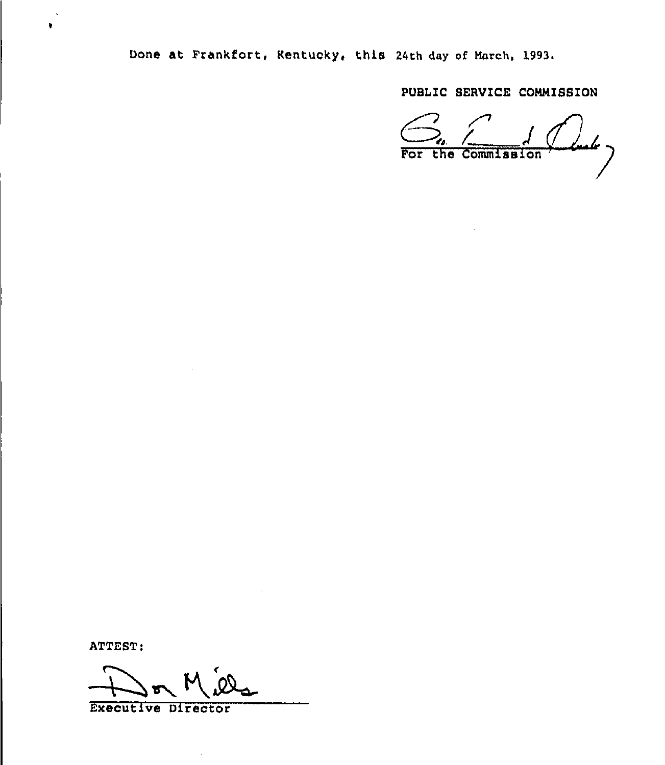Done at Frankfort, Kentucky, this 24th day of March, 1993.

PUBLIC SERVICE COMMISSION

For the Commission

ATTEST:

Executive Director